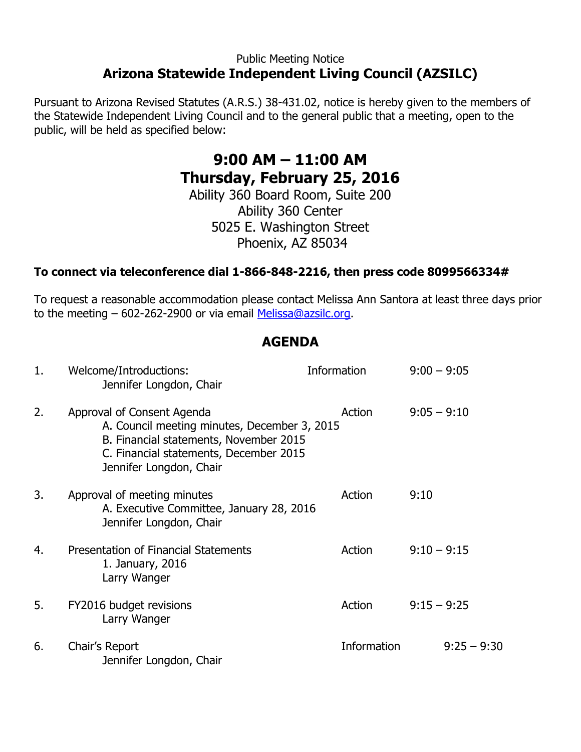Public Meeting Notice

# Arizona Statewide Independent Living Council (AZSILC)

Pursuant to Arizona Revised Statutes (A.R.S.) 38-431.02, notice is hereby given to the members of the Statewide Independent Living Council and to the general public that a meeting, open to the public, will be held as specified below:

## 9:00 AM – 11:00 AM
## Thursday, February 25, 2016

Ability 360 Board Room, Suite 200
Ability 360 Center
5025 E. Washington Street
Phoenix, AZ 85034

**To connect via teleconference dial 1-866-848-2216, then press code 8099566334#**

To request a reasonable accommodation please contact Melissa Ann Santora at least three days prior to the meeting – 602-262-2900 or via email Melissa@azsilc.org.

## AGENDA

| | Item | Type | Time |
|---|---|---|---|
| 1. | Welcome/Introductions:<br>Jennifer Longdon, Chair | Information | 9:00 – 9:05 |
| 2. | Approval of Consent Agenda<br>A. Council meeting minutes, December 3, 2015<br>B. Financial statements, November 2015<br>C. Financial statements, December 2015<br>Jennifer Longdon, Chair | Action | 9:05 – 9:10 |
| 3. | Approval of meeting minutes<br>A. Executive Committee, January 28, 2016<br>Jennifer Longdon, Chair | Action | 9:10 |
| 4. | Presentation of Financial Statements<br>1. January, 2016<br>Larry Wanger | Action | 9:10 – 9:15 |
| 5. | FY2016 budget revisions<br>Larry Wanger | Action | 9:15 – 9:25 |
| 6. | Chair's Report<br>Jennifer Longdon, Chair | Information | 9:25 – 9:30 |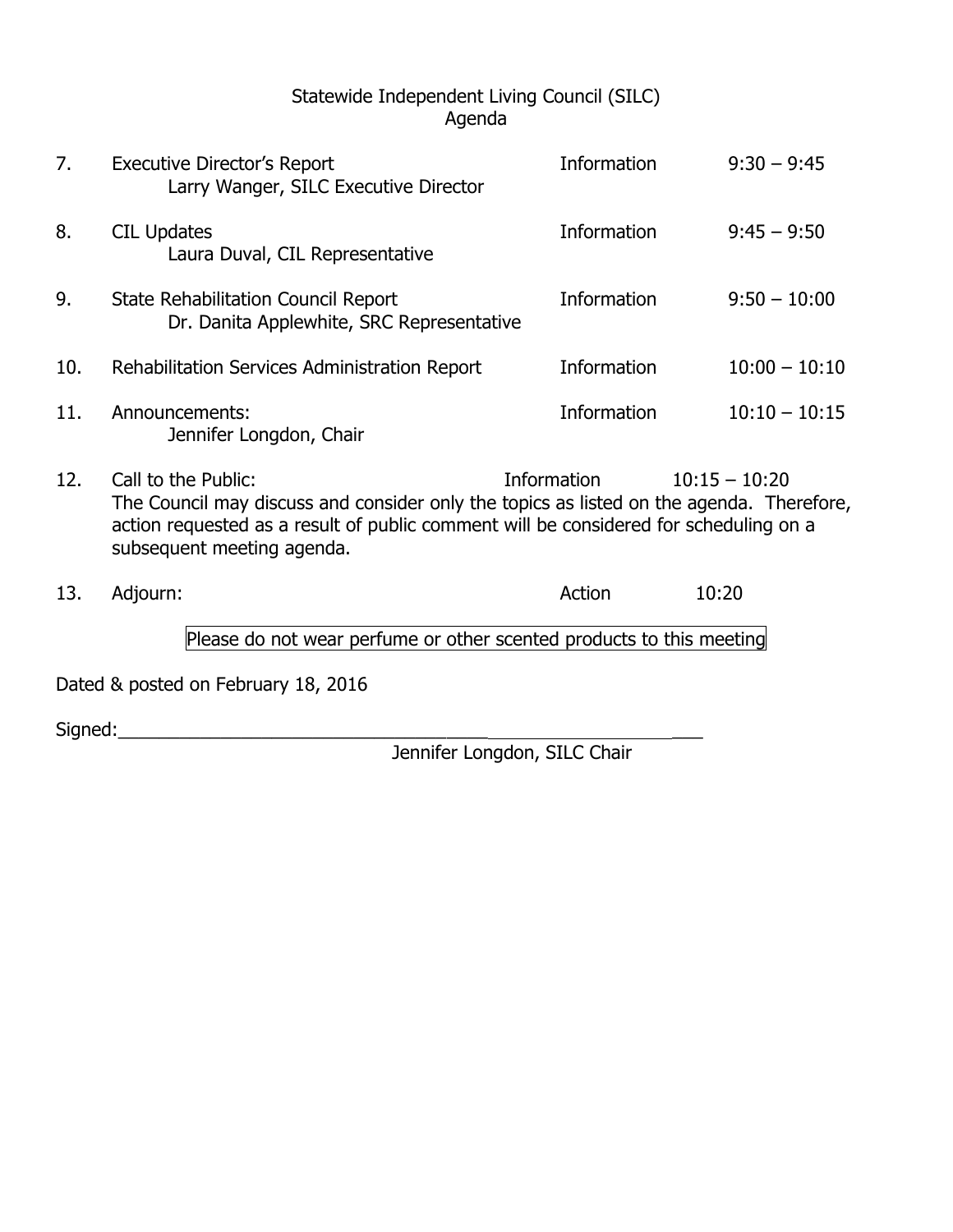Statewide Independent Living Council (SILC)
Agenda

| | | | |
|---|---|---|---|
| 7. | Executive Director's Report<br>Larry Wanger, SILC Executive Director | Information | 9:30 – 9:45 |
| 8. | CIL Updates<br>Laura Duval, CIL Representative | Information | 9:45 – 9:50 |
| 9. | State Rehabilitation Council Report<br>Dr. Danita Applewhite, SRC Representative | Information | 9:50 – 10:00 |
| 10. | Rehabilitation Services Administration Report | Information | 10:00 – 10:10 |
| 11. | Announcements:<br>Jennifer Longdon, Chair | Information | 10:10 – 10:15 |
| 12. | Call to the Public: | Information | 10:15 – 10:20 |

The Council may discuss and consider only the topics as listed on the agenda. Therefore, action requested as a result of public comment will be considered for scheduling on a subsequent meeting agenda.

| | | | |
|---|---|---|---|
| 13. | Adjourn: | Action | 10:20 |

Please do not wear perfume or other scented products to this meeting

Dated & posted on February 18, 2016

Signed:_______________________________________________

Jennifer Longdon, SILC Chair